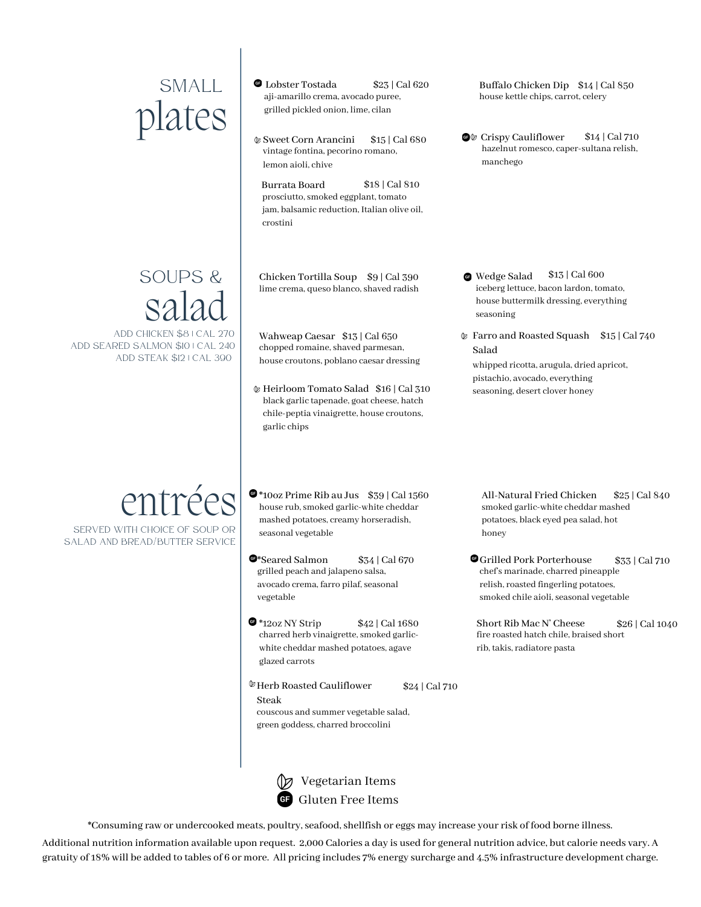## SMALL plates

(GF) Lobster Tostada $23 | Cal 620
aji-amarillo crema, avocado puree, grilled pickled onion, lime, cilan

(V) Sweet Corn Arancini $15 | Cal 680
vintage fontina, pecorino romano, lemon aioli, chive

Burrata Board $18 | Cal 810
prosciutto, smoked eggplant, tomato jam, balsamic reduction, Italian olive oil, crostini

Buffalo Chicken Dip $14 | Cal 850
house kettle chips, carrot, celery

(GF) (V) Crispy Cauliflower $14 | Cal 710
hazelnut romesco, caper-sultana relish, manchego

## SOUPS & salad

ADD CHICKEN $8 | CAL 270
ADD SEARED SALMON $10 | CAL 240
ADD STEAK $12 | CAL 390

Chicken Tortilla Soup $9 | Cal 390
lime crema, queso blanco, shaved radish

Wahweap Caesar $13 | Cal 650
chopped romaine, shaved parmesan, house croutons, poblano caesar dressing

(V) Heirloom Tomato Salad $16 | Cal 310
black garlic tapenade, goat cheese, hatch chile-peptia vinaigrette, house croutons, garlic chips

(GF) Wedge Salad $13 | Cal 600
iceberg lettuce, bacon lardon, tomato, house buttermilk dressing, everything seasoning

(V) Farro and Roasted Squash Salad $15 | Cal 740
whipped ricotta, arugula, dried apricot, pistachio, avocado, everything seasoning, desert clover honey

## entrées

SERVED WITH CHOICE OF SOUP OR SALAD AND BREAD/BUTTER SERVICE

(GF) *10oz Prime Rib au Jus $39 | Cal 1560
house rub, smoked garlic-white cheddar mashed potatoes, creamy horseradish, seasonal vegetable

(GF) *Seared Salmon $34 | Cal 670
grilled peach and jalapeno salsa, avocado crema, farro pilaf, seasonal vegetable

(GF) *12oz NY Strip $42 | Cal 1680
charred herb vinaigrette, smoked garlic-white cheddar mashed potatoes, agave glazed carrots

(V) Herb Roasted Cauliflower Steak $24 | Cal 710
couscous and summer vegetable salad, green goddess, charred broccolini

All-Natural Fried Chicken $25 | Cal 840
smoked garlic-white cheddar mashed potatoes, black eyed pea salad, hot honey

(GF) Grilled Pork Porterhouse $33 | Cal 710
chef's marinade, charred pineapple relish, roasted fingerling potatoes, smoked chile aioli, seasonal vegetable

Short Rib Mac N' Cheese $26 | Cal 1040
fire roasted hatch chile, braised short rib, takis, radiatore pasta

(V) Vegetarian Items
(GF) Gluten Free Items

*Consuming raw or undercooked meats, poultry, seafood, shellfish or eggs may increase your risk of food borne illness.

Additional nutrition information available upon request. 2,000 Calories a day is used for general nutrition advice, but calorie needs vary. A gratuity of 18% will be added to tables of 6 or more. All pricing includes 7% energy surcharge and 4.5% infrastructure development charge.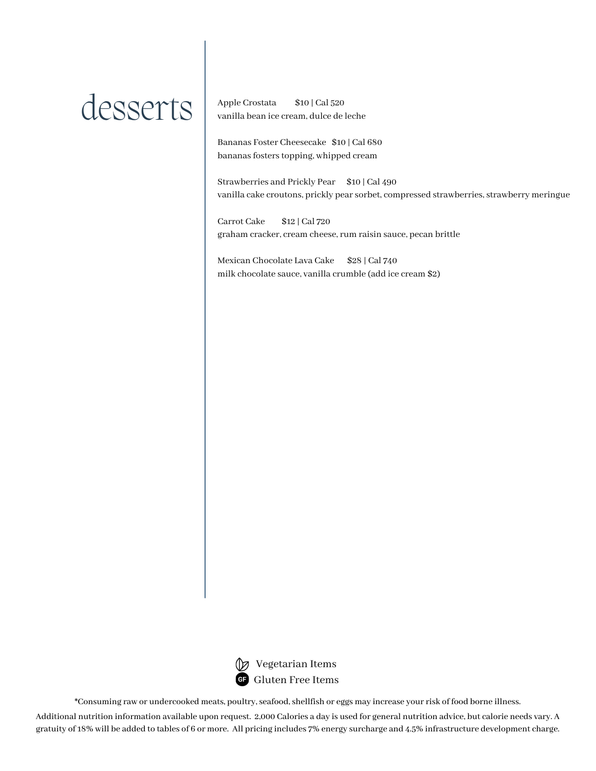# desserts

Apple Crostata $10 | Cal 520
vanilla bean ice cream, dulce de leche

Bananas Foster Cheesecake $10 | Cal 680
bananas fosters topping, whipped cream

Strawberries and Prickly Pear $10 | Cal 490
vanilla cake croutons, prickly pear sorbet, compressed strawberries, strawberry meringue

Carrot Cake $12 | Cal 720
graham cracker, cream cheese, rum raisin sauce, pecan brittle

Mexican Chocolate Lava Cake $28 | Cal 740
milk chocolate sauce, vanilla crumble (add ice cream $2)

Vegetarian Items
GF Gluten Free Items

*Consuming raw or undercooked meats, poultry, seafood, shellfish or eggs may increase your risk of food borne illness.

Additional nutrition information available upon request. 2,000 Calories a day is used for general nutrition advice, but calorie needs vary. A gratuity of 18% will be added to tables of 6 or more. All pricing includes 7% energy surcharge and 4.5% infrastructure development charge.